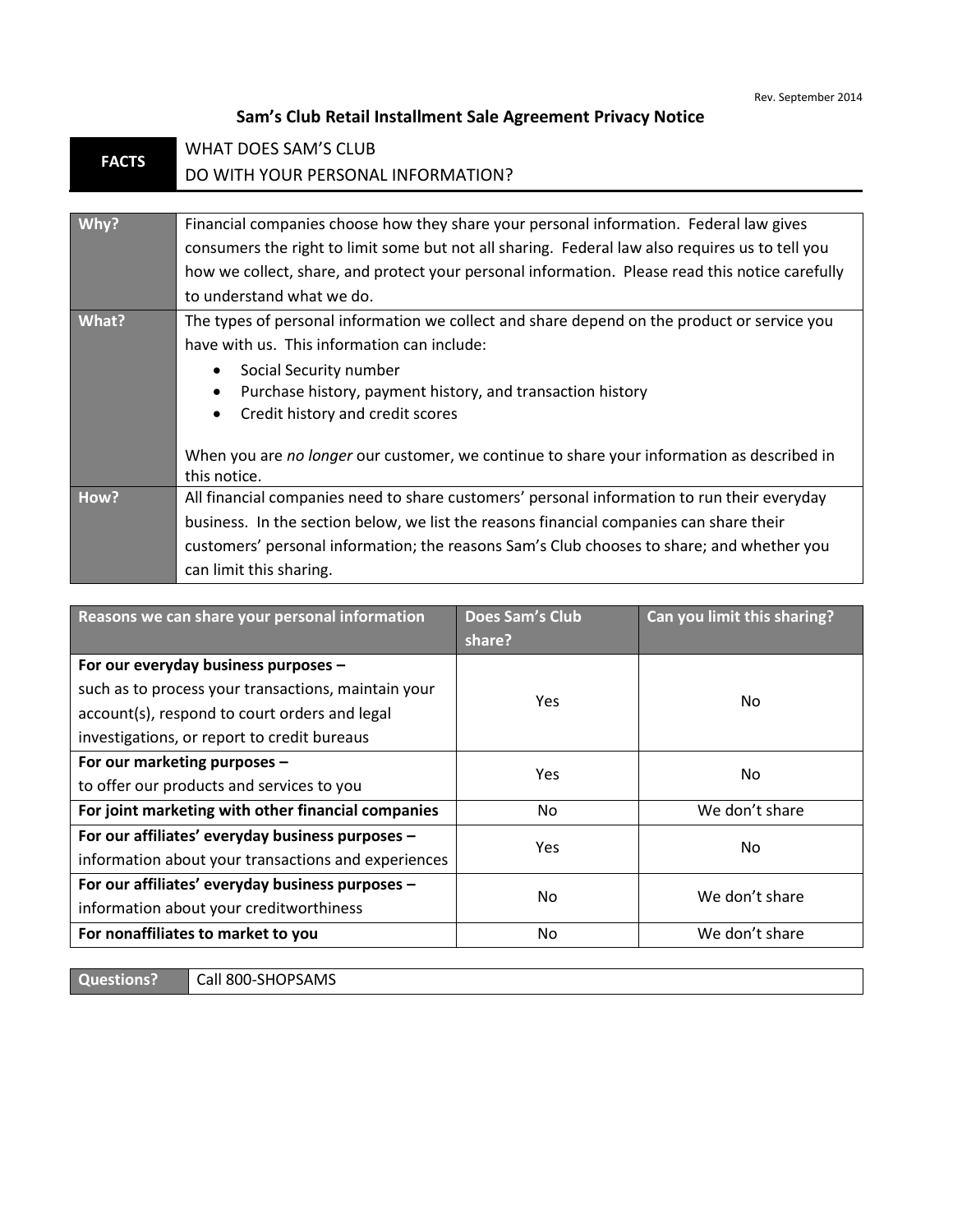Rev. September 2014

# Sam's Club Retail Installment Sale Agreement Privacy Notice

| FACTS | WHAT DOES SAM'S CLUB DO WITH YOUR PERSONAL INFORMATION? |
|---|---|

| | |
|---|---|
| **Why?** | Financial companies choose how they share your personal information. Federal law gives consumers the right to limit some but not all sharing. Federal law also requires us to tell you how we collect, share, and protect your personal information. Please read this notice carefully to understand what we do. |
| **What?** | The types of personal information we collect and share depend on the product or service you have with us. This information can include:<br>• Social Security number<br>• Purchase history, payment history, and transaction history<br>• Credit history and credit scores<br><br>When you are *no longer* our customer, we continue to share your information as described in this notice. |
| **How?** | All financial companies need to share customers' personal information to run their everyday business. In the section below, we list the reasons financial companies can share their customers' personal information; the reasons Sam's Club chooses to share; and whether you can limit this sharing. |

| Reasons we can share your personal information | Does Sam's Club share? | Can you limit this sharing? |
|---|---|---|
| **For our everyday business purposes –** such as to process your transactions, maintain your account(s), respond to court orders and legal investigations, or report to credit bureaus | Yes | No |
| **For our marketing purposes –** to offer our products and services to you | Yes | No |
| **For joint marketing with other financial companies** | No | We don't share |
| **For our affiliates' everyday business purposes –** information about your transactions and experiences | Yes | No |
| **For our affiliates' everyday business purposes –** information about your creditworthiness | No | We don't share |
| **For nonaffiliates to market to you** | No | We don't share |

| Questions? | Call 800-SHOPSAMS |
|---|---|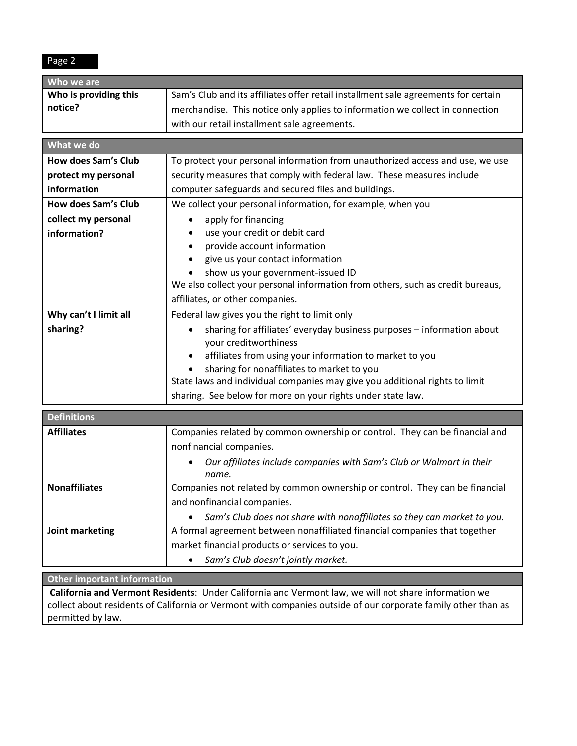| Who we are | |
|---|---|
| **Who is providing this notice?** | Sam's Club and its affiliates offer retail installment sale agreements for certain merchandise. This notice only applies to information we collect in connection with our retail installment sale agreements. |

| What we do | |
|---|---|
| **How does Sam's Club protect my personal information** | To protect your personal information from unauthorized access and use, we use security measures that comply with federal law. These measures include computer safeguards and secured files and buildings. |
| **How does Sam's Club collect my personal information?** | We collect your personal information, for example, when you<br>• apply for financing<br>• use your credit or debit card<br>• provide account information<br>• give us your contact information<br>• show us your government-issued ID<br>We also collect your personal information from others, such as credit bureaus, affiliates, or other companies. |
| **Why can't I limit all sharing?** | Federal law gives you the right to limit only<br>• sharing for affiliates' everyday business purposes – information about your creditworthiness<br>• affiliates from using your information to market to you<br>• sharing for nonaffiliates to market to you<br>State laws and individual companies may give you additional rights to limit sharing. See below for more on your rights under state law. |

| Definitions | |
|---|---|
| **Affiliates** | Companies related by common ownership or control. They can be financial and nonfinancial companies.<br>• *Our affiliates include companies with Sam's Club or Walmart in their name.* |
| **Nonaffiliates** | Companies not related by common ownership or control. They can be financial and nonfinancial companies.<br>• *Sam's Club does not share with nonaffiliates so they can market to you.* |
| **Joint marketing** | A formal agreement between nonaffiliated financial companies that together market financial products or services to you.<br>• *Sam's Club doesn't jointly market.* |

| Other important information |
|---|
| **California and Vermont Residents**: Under California and Vermont law, we will not share information we collect about residents of California or Vermont with companies outside of our corporate family other than as permitted by law. |